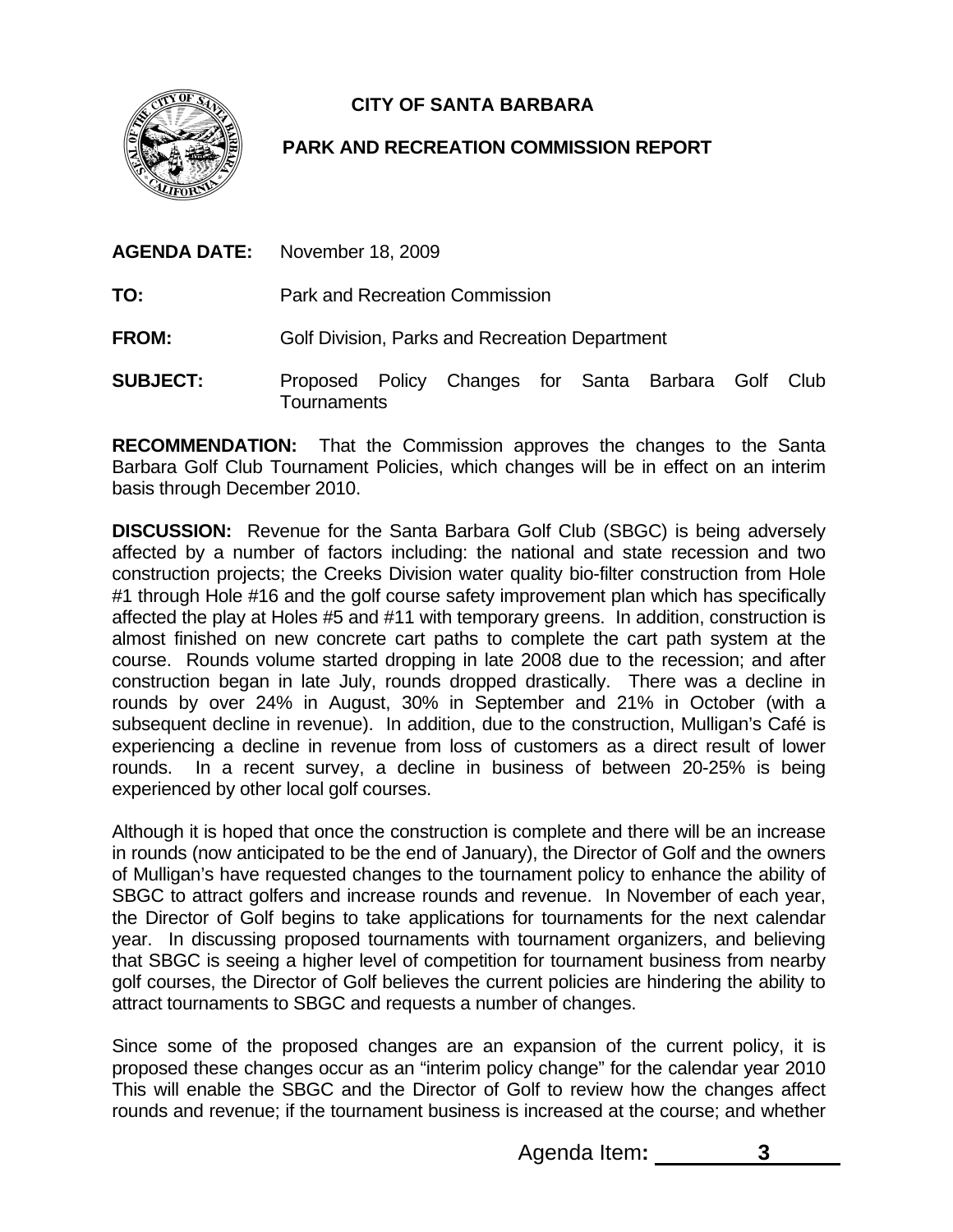# CITY OF SANTA BARBARA

## PARK AND RECREATION COMMISSION REPORT

**AGENDA DATE:** November 18, 2009

**TO:** Park and Recreation Commission

**FROM:** Golf Division, Parks and Recreation Department

**SUBJECT:** Proposed Policy Changes for Santa Barbara Golf Club Tournaments

**RECOMMENDATION:** That the Commission approves the changes to the Santa Barbara Golf Club Tournament Policies, which changes will be in effect on an interim basis through December 2010.

**DISCUSSION:** Revenue for the Santa Barbara Golf Club (SBGC) is being adversely affected by a number of factors including: the national and state recession and two construction projects; the Creeks Division water quality bio-filter construction from Hole #1 through Hole #16 and the golf course safety improvement plan which has specifically affected the play at Holes #5 and #11 with temporary greens. In addition, construction is almost finished on new concrete cart paths to complete the cart path system at the course. Rounds volume started dropping in late 2008 due to the recession; and after construction began in late July, rounds dropped drastically. There was a decline in rounds by over 24% in August, 30% in September and 21% in October (with a subsequent decline in revenue). In addition, due to the construction, Mulligan's Café is experiencing a decline in revenue from loss of customers as a direct result of lower rounds. In a recent survey, a decline in business of between 20-25% is being experienced by other local golf courses.

Although it is hoped that once the construction is complete and there will be an increase in rounds (now anticipated to be the end of January), the Director of Golf and the owners of Mulligan's have requested changes to the tournament policy to enhance the ability of SBGC to attract golfers and increase rounds and revenue. In November of each year, the Director of Golf begins to take applications for tournaments for the next calendar year. In discussing proposed tournaments with tournament organizers, and believing that SBGC is seeing a higher level of competition for tournament business from nearby golf courses, the Director of Golf believes the current policies are hindering the ability to attract tournaments to SBGC and requests a number of changes.

Since some of the proposed changes are an expansion of the current policy, it is proposed these changes occur as an "interim policy change" for the calendar year 2010 This will enable the SBGC and the Director of Golf to review how the changes affect rounds and revenue; if the tournament business is increased at the course; and whether

Agenda Item: 3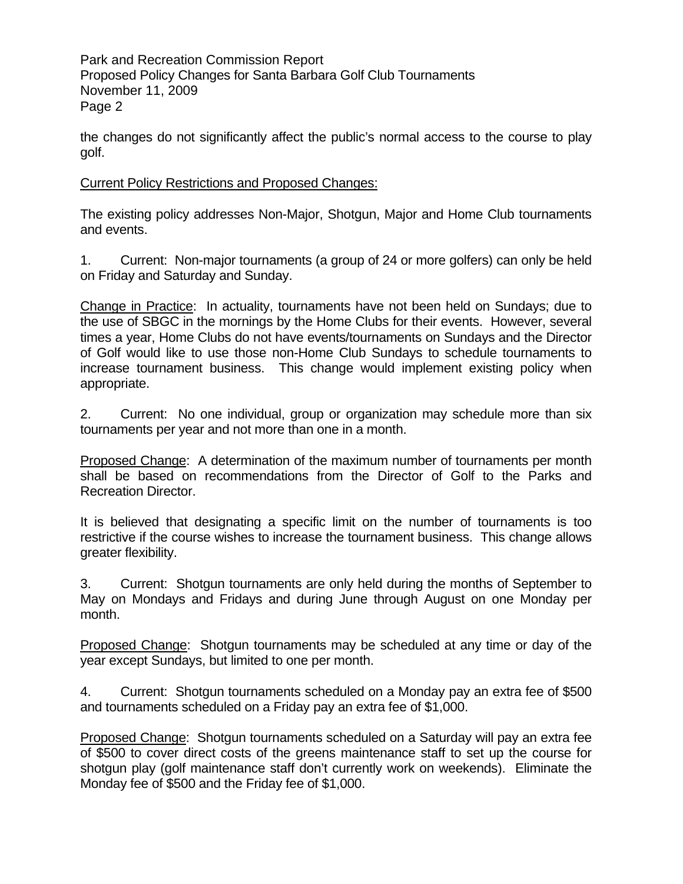the changes do not significantly affect the public's normal access to the course to play golf.

<u>Current Policy Restrictions and Proposed Changes:</u>

The existing policy addresses Non-Major, Shotgun, Major and Home Club tournaments and events.

1. Current: Non-major tournaments (a group of 24 or more golfers) can only be held on Friday and Saturday and Sunday.

<u>Change in Practice</u>: In actuality, tournaments have not been held on Sundays; due to the use of SBGC in the mornings by the Home Clubs for their events. However, several times a year, Home Clubs do not have events/tournaments on Sundays and the Director of Golf would like to use those non-Home Club Sundays to schedule tournaments to increase tournament business. This change would implement existing policy when appropriate.

2. Current: No one individual, group or organization may schedule more than six tournaments per year and not more than one in a month.

<u>Proposed Change</u>: A determination of the maximum number of tournaments per month shall be based on recommendations from the Director of Golf to the Parks and Recreation Director.

It is believed that designating a specific limit on the number of tournaments is too restrictive if the course wishes to increase the tournament business. This change allows greater flexibility.

3. Current: Shotgun tournaments are only held during the months of September to May on Mondays and Fridays and during June through August on one Monday per month.

<u>Proposed Change</u>: Shotgun tournaments may be scheduled at any time or day of the year except Sundays, but limited to one per month.

4. Current: Shotgun tournaments scheduled on a Monday pay an extra fee of $500 and tournaments scheduled on a Friday pay an extra fee of $1,000.

<u>Proposed Change</u>: Shotgun tournaments scheduled on a Saturday will pay an extra fee of $500 to cover direct costs of the greens maintenance staff to set up the course for shotgun play (golf maintenance staff don't currently work on weekends). Eliminate the Monday fee of $500 and the Friday fee of $1,000.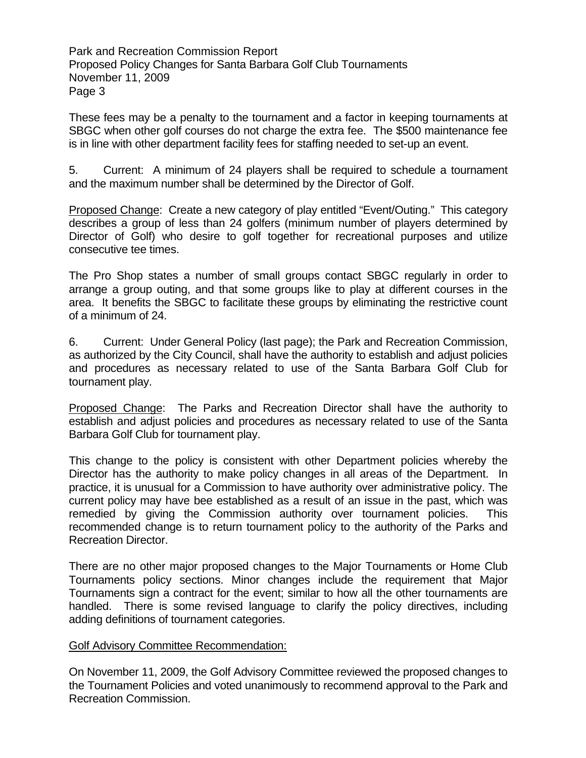These fees may be a penalty to the tournament and a factor in keeping tournaments at SBGC when other golf courses do not charge the extra fee. The $500 maintenance fee is in line with other department facility fees for staffing needed to set-up an event.

5. Current: A minimum of 24 players shall be required to schedule a tournament and the maximum number shall be determined by the Director of Golf.

<u>Proposed Change</u>: Create a new category of play entitled "Event/Outing." This category describes a group of less than 24 golfers (minimum number of players determined by Director of Golf) who desire to golf together for recreational purposes and utilize consecutive tee times.

The Pro Shop states a number of small groups contact SBGC regularly in order to arrange a group outing, and that some groups like to play at different courses in the area. It benefits the SBGC to facilitate these groups by eliminating the restrictive count of a minimum of 24.

6. Current: Under General Policy (last page); the Park and Recreation Commission, as authorized by the City Council, shall have the authority to establish and adjust policies and procedures as necessary related to use of the Santa Barbara Golf Club for tournament play.

<u>Proposed Change</u>: The Parks and Recreation Director shall have the authority to establish and adjust policies and procedures as necessary related to use of the Santa Barbara Golf Club for tournament play.

This change to the policy is consistent with other Department policies whereby the Director has the authority to make policy changes in all areas of the Department. In practice, it is unusual for a Commission to have authority over administrative policy. The current policy may have bee established as a result of an issue in the past, which was remedied by giving the Commission authority over tournament policies. This recommended change is to return tournament policy to the authority of the Parks and Recreation Director.

There are no other major proposed changes to the Major Tournaments or Home Club Tournaments policy sections. Minor changes include the requirement that Major Tournaments sign a contract for the event; similar to how all the other tournaments are handled. There is some revised language to clarify the policy directives, including adding definitions of tournament categories.

<u>Golf Advisory Committee Recommendation:</u>

On November 11, 2009, the Golf Advisory Committee reviewed the proposed changes to the Tournament Policies and voted unanimously to recommend approval to the Park and Recreation Commission.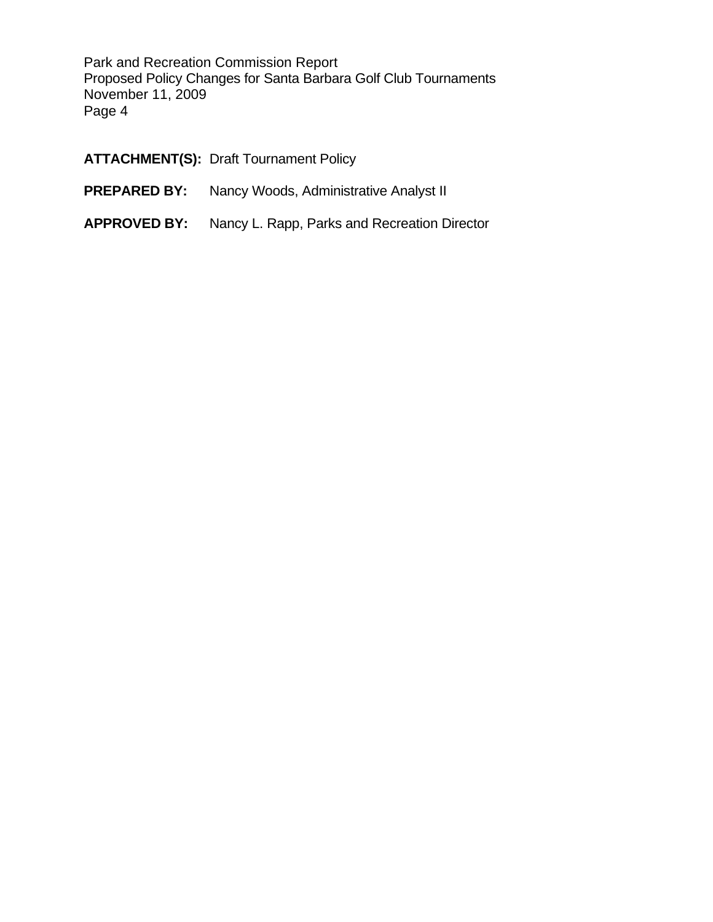**ATTACHMENT(S):** Draft Tournament Policy

**PREPARED BY:** Nancy Woods, Administrative Analyst II

**APPROVED BY:** Nancy L. Rapp, Parks and Recreation Director